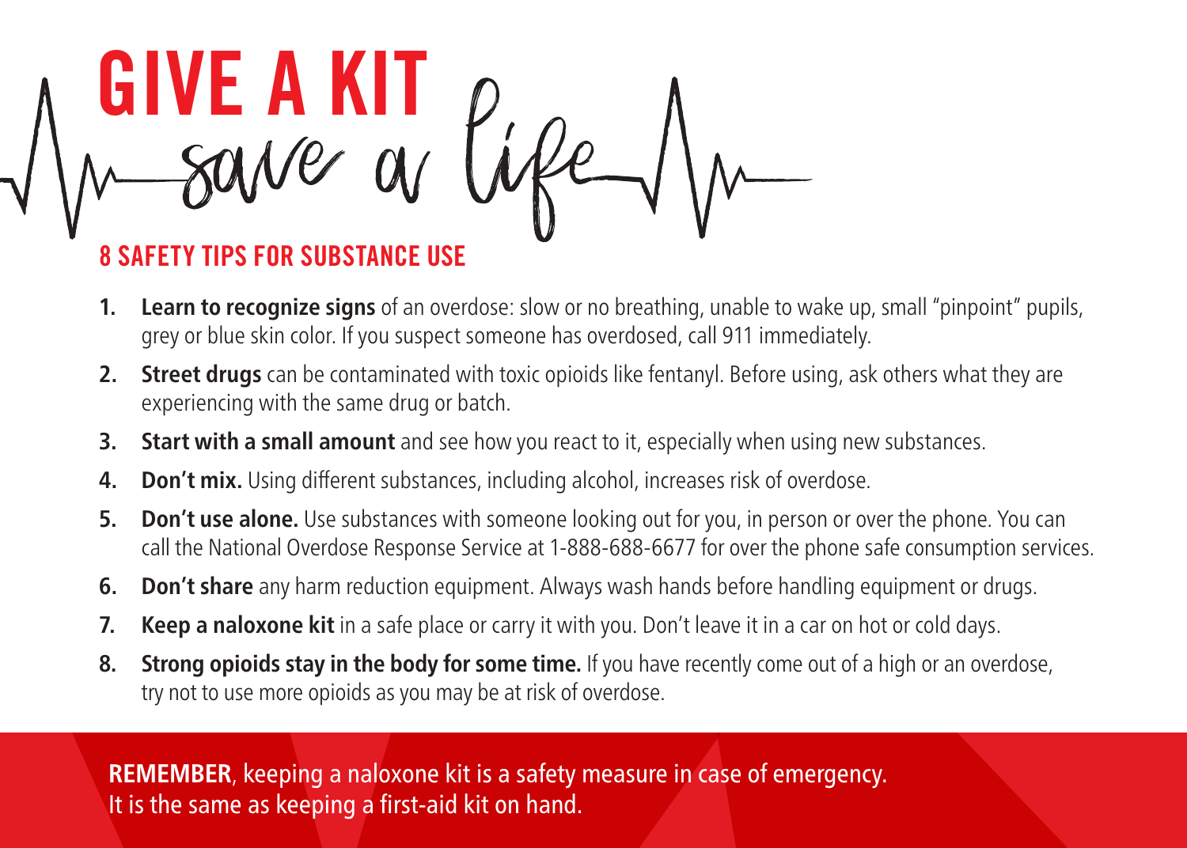# GIVE A KIT save a life

## 8 SAFETY TIPS FOR SUBSTANCE USE

1. **Learn to recognize signs** of an overdose: slow or no breathing, unable to wake up, small "pinpoint" pupils, grey or blue skin color. If you suspect someone has overdosed, call 911 immediately.
2. **Street drugs** can be contaminated with toxic opioids like fentanyl. Before using, ask others what they are experiencing with the same drug or batch.
3. **Start with a small amount** and see how you react to it, especially when using new substances.
4. **Don't mix.** Using different substances, including alcohol, increases risk of overdose.
5. **Don't use alone.** Use substances with someone looking out for you, in person or over the phone. You can call the National Overdose Response Service at 1-888-688-6677 for over the phone safe consumption services.
6. **Don't share** any harm reduction equipment. Always wash hands before handling equipment or drugs.
7. **Keep a naloxone kit** in a safe place or carry it with you. Don't leave it in a car on hot or cold days.
8. **Strong opioids stay in the body for some time.** If you have recently come out of a high or an overdose, try not to use more opioids as you may be at risk of overdose.

**REMEMBER**, keeping a naloxone kit is a safety measure in case of emergency. It is the same as keeping a first-aid kit on hand.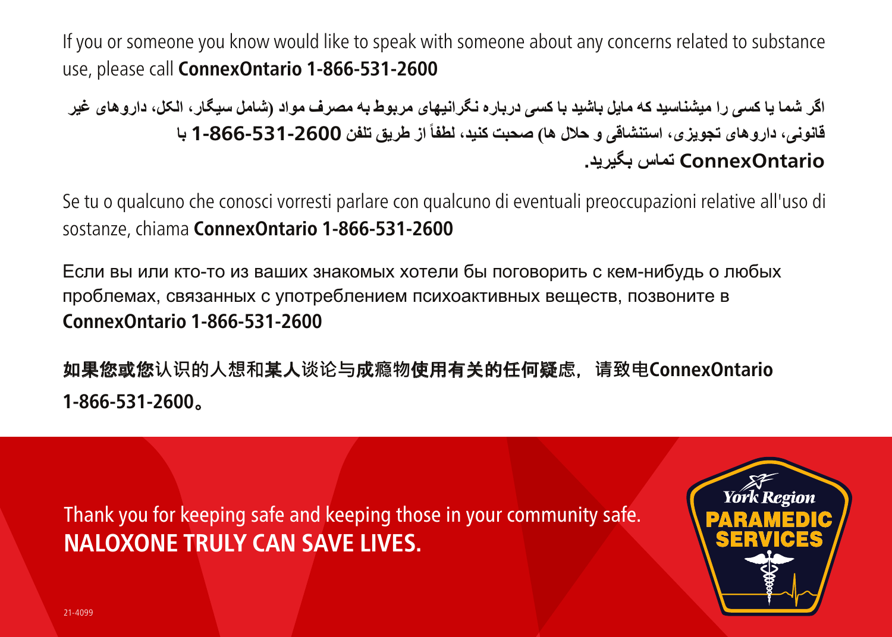If you or someone you know would like to speak with someone about any concerns related to substance use, please call **ConnexOntario 1-866-531-2600**

**اگر شما یا کسی را میشناسید که مایل باشید با کسی درباره نگرانیهای مربوط به مصرف مواد (شامل سیگار، الکل، داروهای غیر قانونی، داروهای تجویزی، استنشاقی و حلال ها) صحبت کنید، لطفاً از طریق تلفن 1-866-531-2600 با ConnexOntario تماس بگیرید.**

Se tu o qualcuno che conosci vorresti parlare con qualcuno di eventuali preoccupazioni relative all'uso di sostanze, chiama **ConnexOntario 1-866-531-2600**

Если вы или кто-то из ваших знакомых хотели бы поговорить с кем-нибудь о любых проблемах, связанных с употреблением психоактивных веществ, позвоните в **ConnexOntario 1-866-531-2600**

**如果您或您认识的人想和某人谈论与成瘾物使用有关的任何疑虑，请致电ConnexOntario 1-866-531-2600。**

Thank you for keeping safe and keeping those in your community safe.
**NALOXONE TRULY CAN SAVE LIVES.**

York Region PARAMEDIC SERVICES

21-4099